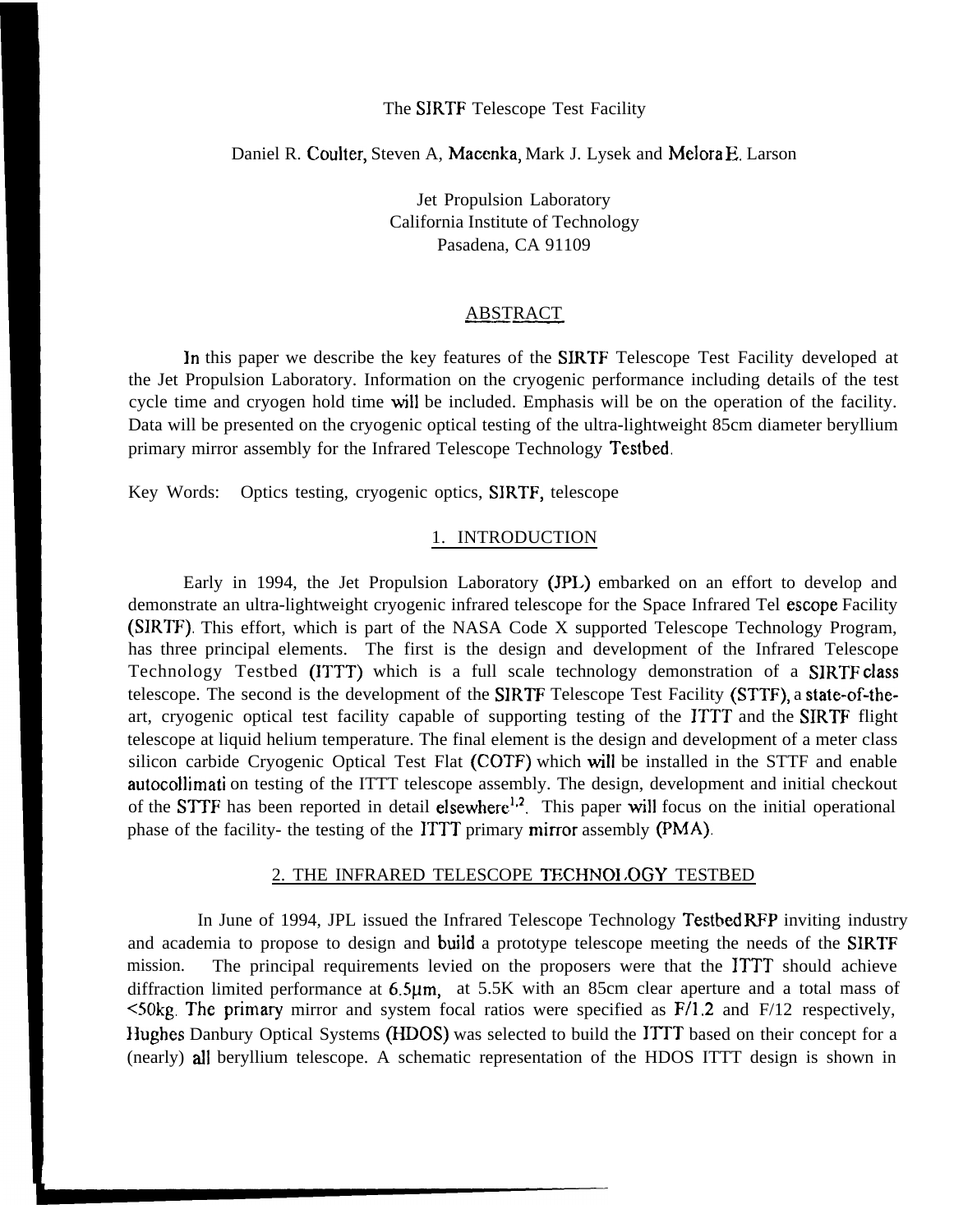# The SIRTF Telescope Test Facility

Daniel R. Coulter, Steven A, Macenka, Mark J. Lysek and Melora E. Larson

Jet Propulsion Laboratory
California Institute of Technology
Pasadena, CA 91109

## ABSTRACT

In this paper we describe the key features of the SIRTF Telescope Test Facility developed at the Jet Propulsion Laboratory. Information on the cryogenic performance including details of the test cycle time and cryogen hold time will be included. Emphasis will be on the operation of the facility. Data will be presented on the cryogenic optical testing of the ultra-lightweight 85cm diameter beryllium primary mirror assembly for the Infrared Telescope Technology Testbed.

Key Words: Optics testing, cryogenic optics, SIRTF, telescope

## 1. INTRODUCTION

Early in 1994, the Jet Propulsion Laboratory (JPL) embarked on an effort to develop and demonstrate an ultra-lightweight cryogenic infrared telescope for the Space Infrared Tel escope Facility (SIRTF). This effort, which is part of the NASA Code X supported Telescope Technology Program, has three principal elements. The first is the design and development of the Infrared Telescope Technology Testbed (ITTT) which is a full scale technology demonstration of a SIRTF class telescope. The second is the development of the SIRTF Telescope Test Facility (STTF), a state-of-the-art, cryogenic optical test facility capable of supporting testing of the ITTT and the SIRTF flight telescope at liquid helium temperature. The final element is the design and development of a meter class silicon carbide Cryogenic Optical Test Flat (COTF) which will be installed in the STTF and enable autocollimati on testing of the ITTT telescope assembly. The design, development and initial checkout of the STTF has been reported in detail elsewhere[1,2]. This paper will focus on the initial operational phase of the facility- the testing of the ITTT primary mirror assembly (PMA).

## 2. THE INFRARED TELESCOPE TECHNOLOGY TESTBED

In June of 1994, JPL issued the Infrared Telescope Technology Testbed RFP inviting industry and academia to propose to design and build a prototype telescope meeting the needs of the SIRTF mission. The principal requirements levied on the proposers were that the ITTT should achieve diffraction limited performance at 6.5μm, at 5.5K with an 85cm clear aperture and a total mass of <50kg. The primary mirror and system focal ratios were specified as F/1.2 and F/12 respectively, Hughes Danbury Optical Systems (HDOS) was selected to build the ITTT based on their concept for a (nearly) all beryllium telescope. A schematic representation of the HDOS ITTT design is shown in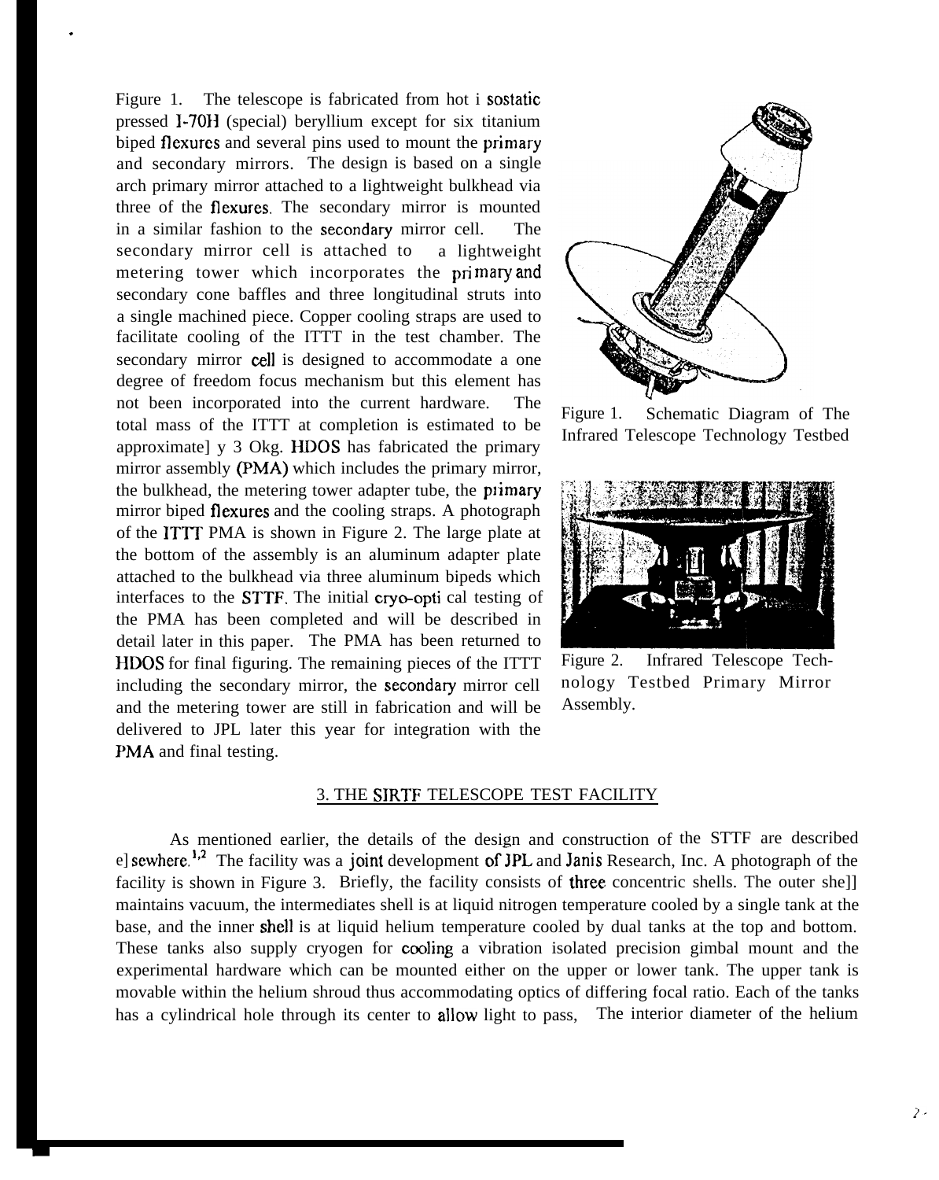Figure 1. The telescope is fabricated from hot i sostatic pressed I-70H (special) beryllium except for six titanium biped flexures and several pins used to mount the primary and secondary mirrors. The design is based on a single arch primary mirror attached to a lightweight bulkhead via three of the flexures. The secondary mirror is mounted in a similar fashion to the secondary mirror cell. The secondary mirror cell is attached to a lightweight metering tower which incorporates the pri mary and secondary cone baffles and three longitudinal struts into a single machined piece. Copper cooling straps are used to facilitate cooling of the ITTT in the test chamber. The secondary mirror cell is designed to accommodate a one degree of freedom focus mechanism but this element has not been incorporated into the current hardware. The total mass of the ITTT at completion is estimated to be approximate] y 3 Okg. HDOS has fabricated the primary mirror assembly (PMA) which includes the primary mirror, the bulkhead, the metering tower adapter tube, the primary mirror biped flexures and the cooling straps. A photograph of the ITTT PMA is shown in Figure 2. The large plate at the bottom of the assembly is an aluminum adapter plate attached to the bulkhead via three aluminum bipeds which interfaces to the STTF. The initial cryo-opti cal testing of the PMA has been completed and will be described in detail later in this paper. The PMA has been returned to HDOS for final figuring. The remaining pieces of the ITTT including the secondary mirror, the secondary mirror cell and the metering tower are still in fabrication and will be delivered to JPL later this year for integration with the PMA and final testing.

Figure 1. Schematic Diagram of The Infrared Telescope Technology Testbed

Figure 2. Infrared Telescope Technology Testbed Primary Mirror Assembly.

## 3. THE SIRTF TELESCOPE TEST FACILITY

As mentioned earlier, the details of the design and construction of the STTF are described e] sewhere.[1,2] The facility was a joint development of JPL and Janis Research, Inc. A photograph of the facility is shown in Figure 3. Briefly, the facility consists of three concentric shells. The outer she]] maintains vacuum, the intermediates shell is at liquid nitrogen temperature cooled by a single tank at the base, and the inner shell is at liquid helium temperature cooled by dual tanks at the top and bottom. These tanks also supply cryogen for cooling a vibration isolated precision gimbal mount and the experimental hardware which can be mounted either on the upper or lower tank. The upper tank is movable within the helium shroud thus accommodating optics of differing focal ratio. Each of the tanks has a cylindrical hole through its center to allow light to pass, The interior diameter of the helium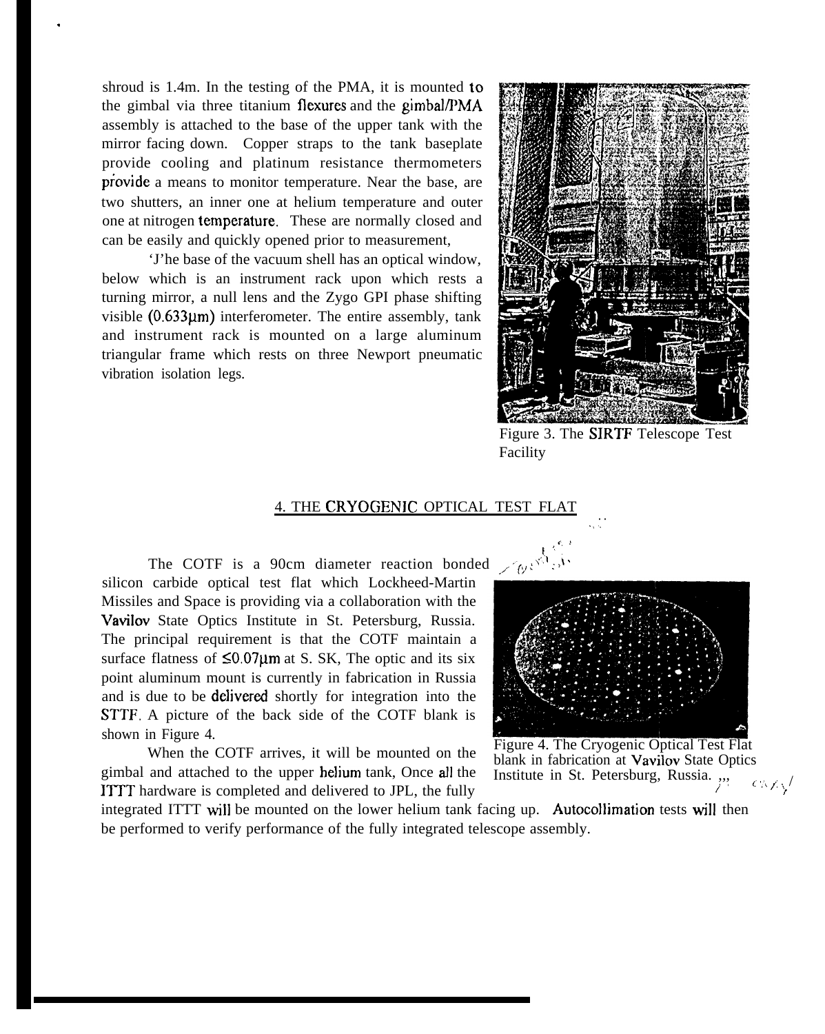shroud is 1.4m. In the testing of the PMA, it is mounted to the gimbal via three titanium flexures and the gimbal/PMA assembly is attached to the base of the upper tank with the mirror facing down. Copper straps to the tank baseplate provide cooling and platinum resistance thermometers provide a means to monitor temperature. Near the base, are two shutters, an inner one at helium temperature and outer one at nitrogen temperature. These are normally closed and can be easily and quickly opened prior to measurement,

'J'he base of the vacuum shell has an optical window, below which is an instrument rack upon which rests a turning mirror, a null lens and the Zygo GPI phase shifting visible (0.633μm) interferometer. The entire assembly, tank and instrument rack is mounted on a large aluminum triangular frame which rests on three Newport pneumatic vibration isolation legs.

Figure 3. The SIRTF Telescope Test Facility

## 4. THE CRYOGENIC OPTICAL TEST FLAT

The COTF is a 90cm diameter reaction bonded silicon carbide optical test flat which Lockheed-Martin Missiles and Space is providing via a collaboration with the Vavilov State Optics Institute in St. Petersburg, Russia. The principal requirement is that the COTF maintain a surface flatness of ≤0.07μm at S. SK, The optic and its six point aluminum mount is currently in fabrication in Russia and is due to be delivered shortly for integration into the STTF. A picture of the back side of the COTF blank is shown in Figure 4.

Figure 4. The Cryogenic Optical Test Flat blank in fabrication at Vavilov State Optics Institute in St. Petersburg, Russia.

When the COTF arrives, it will be mounted on the gimbal and attached to the upper helium tank, Once all the ITTT hardware is completed and delivered to JPL, the fully integrated ITTT will be mounted on the lower helium tank facing up. Autocollimation tests will then be performed to verify performance of the fully integrated telescope assembly.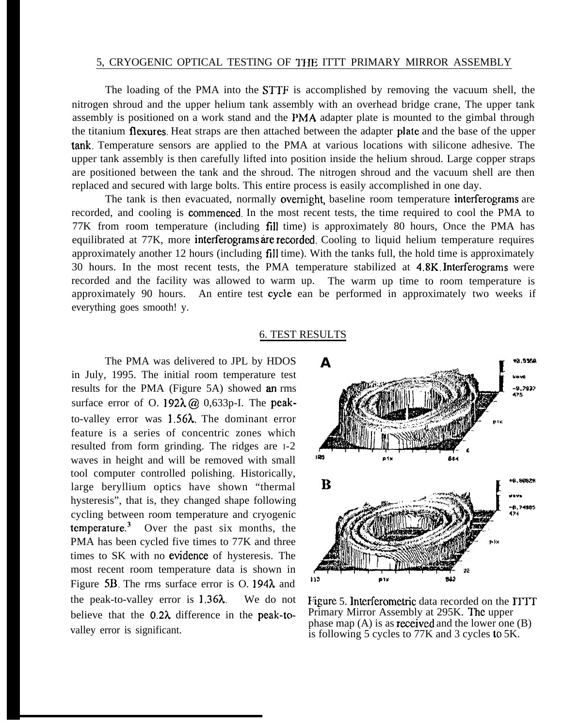## 5, CRYOGENIC OPTICAL TESTING OF THE ITTT PRIMARY MIRROR ASSEMBLY

The loading of the PMA into the STTF is accomplished by removing the vacuum shell, the nitrogen shroud and the upper helium tank assembly with an overhead bridge crane, The upper tank assembly is positioned on a work stand and the PMA adapter plate is mounted to the gimbal through the titanium flexures. Heat straps are then attached between the adapter plate and the base of the upper tank. Temperature sensors are applied to the PMA at various locations with silicone adhesive. The upper tank assembly is then carefully lifted into position inside the helium shroud. Large copper straps are positioned between the tank and the shroud. The nitrogen shroud and the vacuum shell are then replaced and secured with large bolts. This entire process is easily accomplished in one day.

The tank is then evacuated, normally overnight, baseline room temperature interferograms are recorded, and cooling is commenced. In the most recent tests, the time required to cool the PMA to 77K from room temperature (including fill time) is approximately 80 hours, Once the PMA has equilibrated at 77K, more interferograms are recorded. Cooling to liquid helium temperature requires approximately another 12 hours (including fill time). With the tanks full, the hold time is approximately 30 hours. In the most recent tests, the PMA temperature stabilized at 4.8K. Interferograms were recorded and the facility was allowed to warm up. The warm up time to room temperature is approximately 90 hours. An entire test cycle ean be performed in approximately two weeks if everything goes smooth! y.

## 6. TEST RESULTS

The PMA was delivered to JPL by HDOS in July, 1995. The initial room temperature test results for the PMA (Figure 5A) showed an rms surface error of O. $192\lambda$ @ 0,633p-I. The peak-to-valley error was $1.56\lambda$. The dominant error feature is a series of concentric zones which resulted from form grinding. The ridges are I-2 waves in height and will be removed with small tool computer controlled polishing. Historically, large beryllium optics have shown "thermal hysteresis", that is, they changed shape following cycling between room temperature and cryogenic temperature.[3] Over the past six months, the PMA has been cycled five times to 77K and three times to SK with no evidence of hysteresis. The most recent room temperature data is shown in Figure 5B. The rms surface error is O. $194\lambda$ and the peak-to-valley error is $1.36\lambda$. We do not believe that the $0.2\lambda$ difference in the peak-to-valley error is significant.

Figure 5. Interferometric data recorded on the ITTT Primary Mirror Assembly at 295K. The upper phase map (A) is as received and the lower one (B) is following 5 cycles to 77K and 3 cycles to 5K.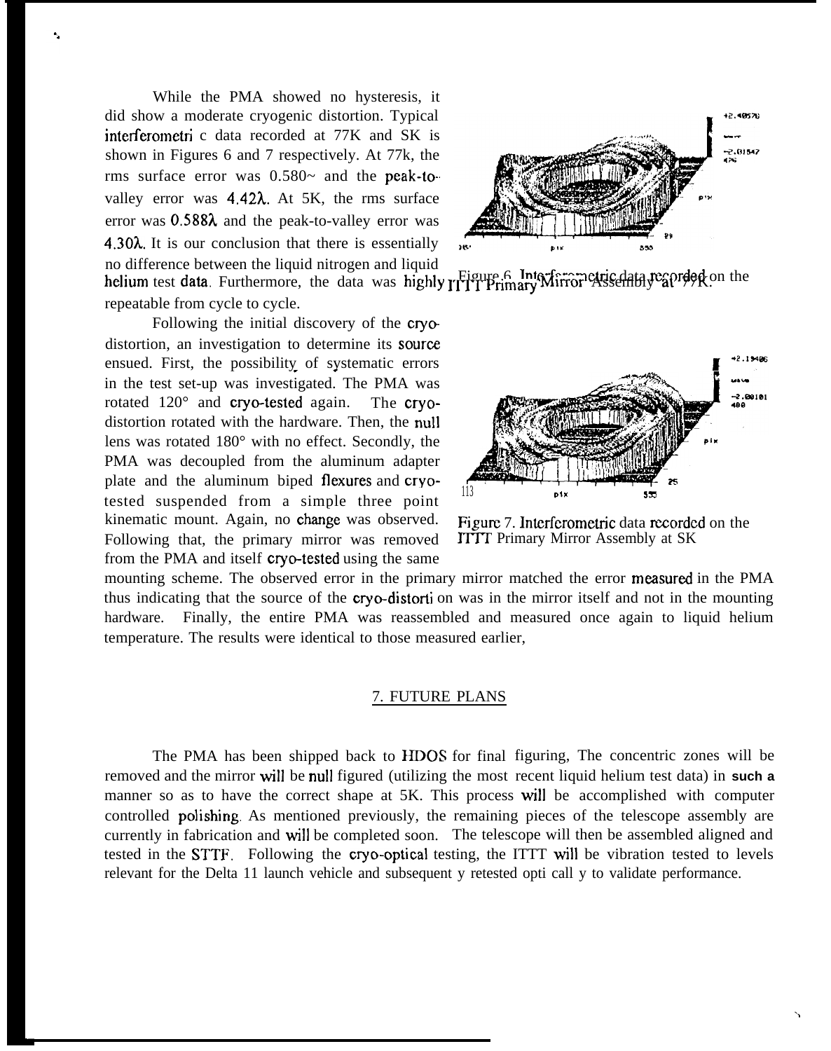While the PMA showed no hysteresis, it did show a moderate cryogenic distortion. Typical interferometri c data recorded at 77K and SK is shown in Figures 6 and 7 respectively. At 77k, the rms surface error was 0.580~ and the peak-to-valley error was 4.42λ. At 5K, the rms surface error was 0.588λ and the peak-to-valley error was 4.30λ. It is our conclusion that there is essentially no difference between the liquid nitrogen and liquid helium test data. Furthermore, the data was highly repeatable from cycle to cycle.

Figure 6. Interferometric data recorded on the ITTT Primary Mirror Assembly at 77K.

Following the initial discovery of the cryo-distortion, an investigation to determine its source ensued. First, the possibility of systematic errors in the test set-up was investigated. The PMA was rotated 120° and cryo-tested again. The cryo-distortion rotated with the hardware. Then, the null lens was rotated 180° with no effect. Secondly, the PMA was decoupled from the aluminum adapter plate and the aluminum biped flexures and cryo-tested suspended from a simple three point kinematic mount. Again, no change was observed. Following that, the primary mirror was removed from the PMA and itself cryo-tested using the same mounting scheme. The observed error in the primary mirror matched the error measured in the PMA thus indicating that the source of the cryo-distorti on was in the mirror itself and not in the mounting hardware. Finally, the entire PMA was reassembled and measured once again to liquid helium temperature. The results were identical to those measured earlier,

Figure 7. Interferometric data recorded on the ITTT Primary Mirror Assembly at SK

## 7. FUTURE PLANS

The PMA has been shipped back to HDOS for final figuring, The concentric zones will be removed and the mirror will be null figured (utilizing the most recent liquid helium test data) in **such a** manner so as to have the correct shape at 5K. This process will be accomplished with computer controlled polishing. As mentioned previously, the remaining pieces of the telescope assembly are currently in fabrication and will be completed soon. The telescope will then be assembled aligned and tested in the STTF. Following the cryo-optical testing, the ITTT will be vibration tested to levels relevant for the Delta 11 launch vehicle and subsequent y retested opti call y to validate performance.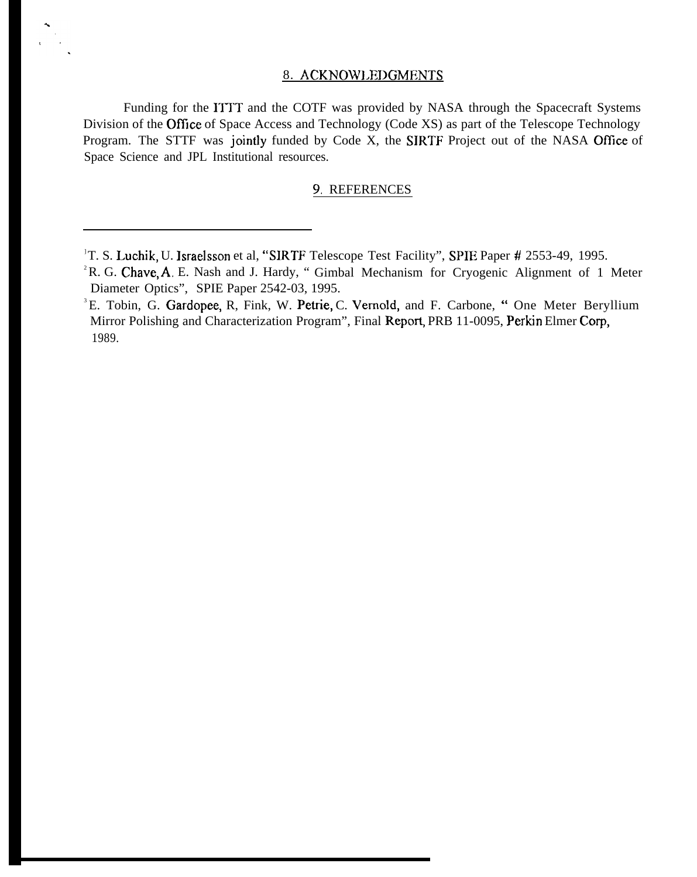## 8. ACKNOWLEDGMENTS

Funding for the ITTT and the COTF was provided by NASA through the Spacecraft Systems Division of the Office of Space Access and Technology (Code XS) as part of the Telescope Technology Program. The STTF was jointly funded by Code X, the SIRTF Project out of the NASA Office of Space Science and JPL Institutional resources.

## 9. REFERENCES

---

[1] T. S. Luchik, U. Israelsson et al, "SIRTF Telescope Test Facility", SPIE Paper # 2553-49, 1995.

[2] R. G. Chave, A. E. Nash and J. Hardy, " Gimbal Mechanism for Cryogenic Alignment of 1 Meter Diameter Optics", SPIE Paper 2542-03, 1995.

[3] E. Tobin, G. Gardopee, R, Fink, W. Petrie, C. Vernold, and F. Carbone, " One Meter Beryllium Mirror Polishing and Characterization Program", Final Report, PRB 11-0095, Perkin Elmer Corp, 1989.